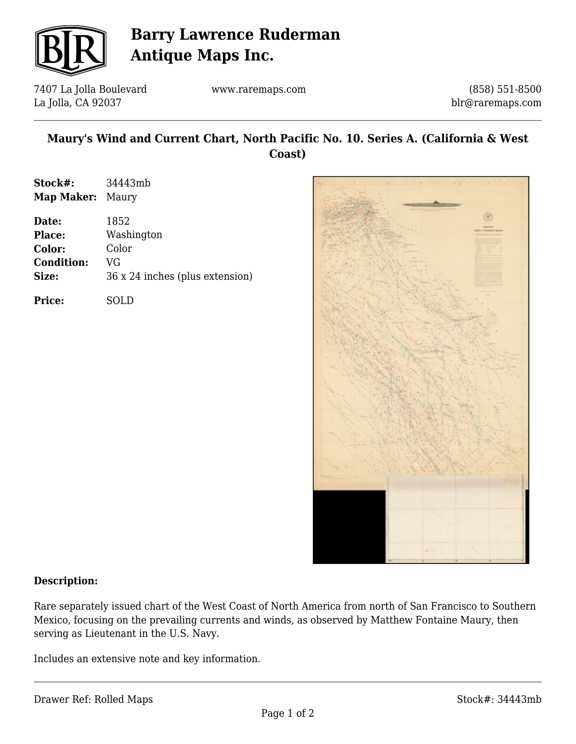# Barry Lawrence Ruderman Antique Maps Inc.

7407 La Jolla Boulevard
La Jolla, CA 92037

www.raremaps.com

(858) 551-8500
blr@raremaps.com

## Maury's Wind and Current Chart, North Pacific No. 10. Series A. (California & West Coast)

**Stock#:** 34443mb
**Map Maker:** Maury

**Date:** 1852
**Place:** Washington
**Color:** Color
**Condition:** VG
**Size:** 36 x 24 inches (plus extension)

**Price:** SOLD

### Description:

Rare separately issued chart of the West Coast of North America from north of San Francisco to Southern Mexico, focusing on the prevailing currents and winds, as observed by Matthew Fontaine Maury, then serving as Lieutenant in the U.S. Navy.

Includes an extensive note and key information.

Drawer Ref: Rolled Maps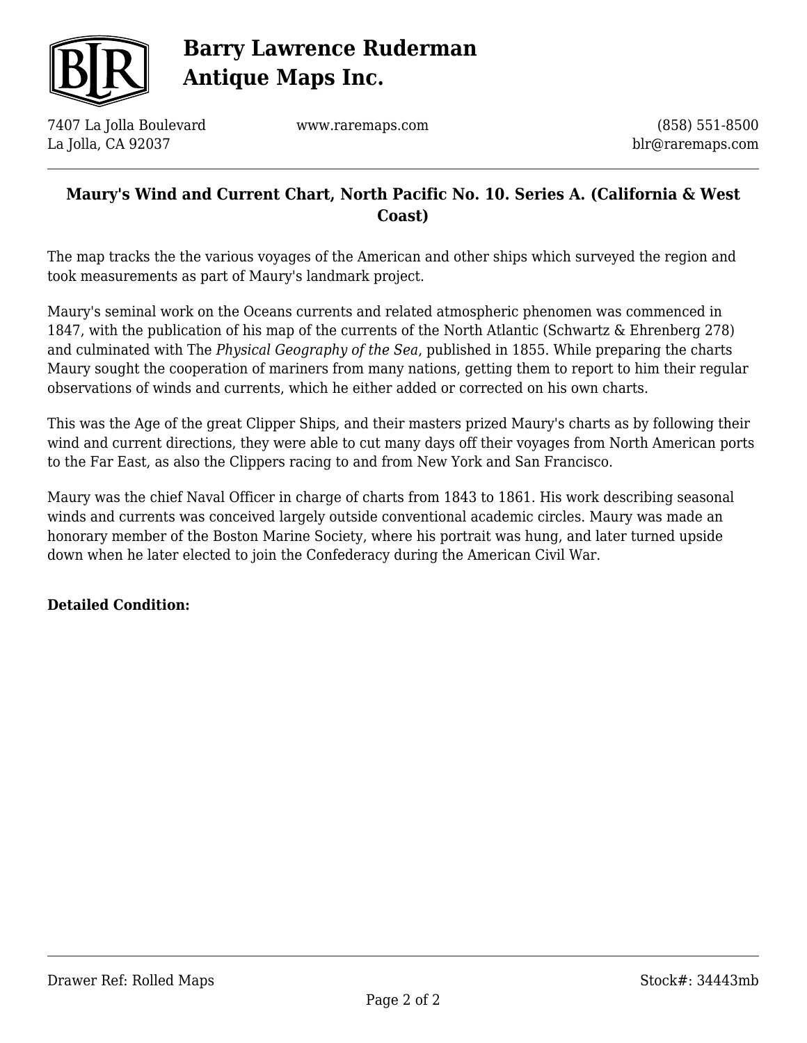## Maury's Wind and Current Chart, North Pacific No. 10. Series A. (California & West Coast)

The map tracks the the various voyages of the American and other ships which surveyed the region and took measurements as part of Maury's landmark project.

Maury's seminal work on the Oceans currents and related atmospheric phenomen was commenced in 1847, with the publication of his map of the currents of the North Atlantic (Schwartz & Ehrenberg 278) and culminated with The *Physical Geography of the Sea*, published in 1855. While preparing the charts Maury sought the cooperation of mariners from many nations, getting them to report to him their regular observations of winds and currents, which he either added or corrected on his own charts.

This was the Age of the great Clipper Ships, and their masters prized Maury's charts as by following their wind and current directions, they were able to cut many days off their voyages from North American ports to the Far East, as also the Clippers racing to and from New York and San Francisco.

Maury was the chief Naval Officer in charge of charts from 1843 to 1861. His work describing seasonal winds and currents was conceived largely outside conventional academic circles. Maury was made an honorary member of the Boston Marine Society, where his portrait was hung, and later turned upside down when he later elected to join the Confederacy during the American Civil War.

**Detailed Condition:**

Drawer Ref: Rolled Maps

Stock#: 34443mb